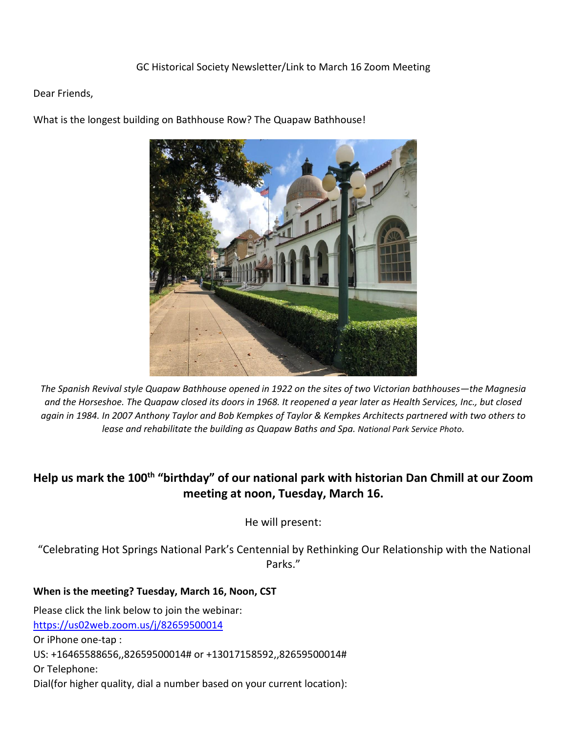GC Historical Society Newsletter/Link to March 16 Zoom Meeting

Dear Friends,

What is the longest building on Bathhouse Row? The Quapaw Bathhouse!

*The Spanish Revival style Quapaw Bathhouse opened in 1922 on the sites of two Victorian bathhouses—the Magnesia and the Horseshoe. The Quapaw closed its doors in 1968. It reopened a year later as Health Services, Inc., but closed again in 1984. In 2007 Anthony Taylor and Bob Kempkes of Taylor & Kempkes Architects partnered with two others to lease and rehabilitate the building as Quapaw Baths and Spa. National Park Service Photo.*

**Help us mark the 100th "birthday" of our national park with historian Dan Chmill at our Zoom meeting at noon, Tuesday, March 16.**

He will present:

"Celebrating Hot Springs National Park's Centennial by Rethinking Our Relationship with the National Parks."

**When is the meeting? Tuesday, March 16, Noon, CST**

Please click the link below to join the webinar:
https://us02web.zoom.us/j/82659500014
Or iPhone one-tap :
US: +16465588656,,82659500014# or +13017158592,,82659500014#
Or Telephone:
Dial(for higher quality, dial a number based on your current location):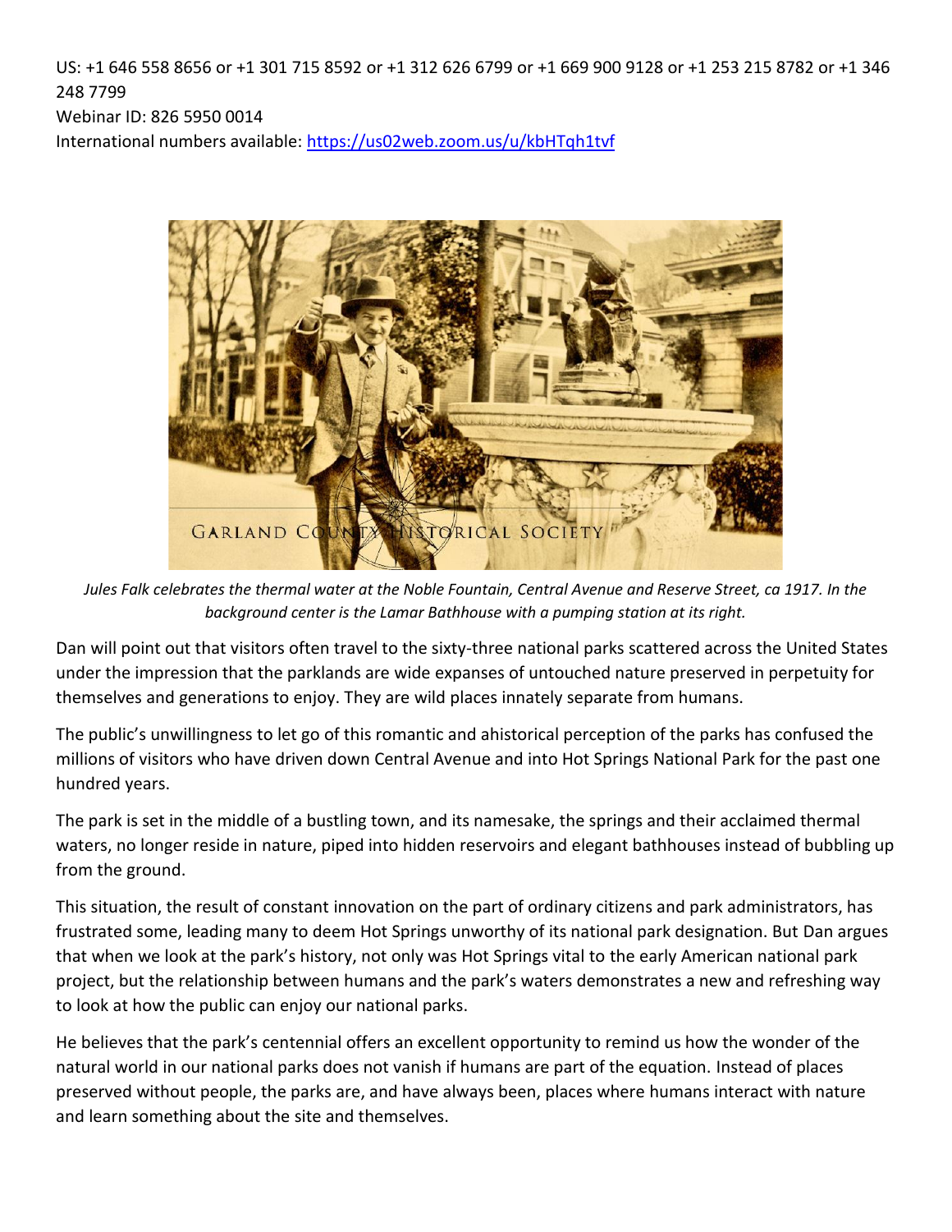US: +1 646 558 8656 or +1 301 715 8592 or +1 312 626 6799 or +1 669 900 9128 or +1 253 215 8782 or +1 346 248 7799
Webinar ID: 826 5950 0014
International numbers available: https://us02web.zoom.us/u/kbHTqh1tvf

*Jules Falk celebrates the thermal water at the Noble Fountain, Central Avenue and Reserve Street, ca 1917. In the background center is the Lamar Bathhouse with a pumping station at its right.*

Dan will point out that visitors often travel to the sixty-three national parks scattered across the United States under the impression that the parklands are wide expanses of untouched nature preserved in perpetuity for themselves and generations to enjoy. They are wild places innately separate from humans.

The public's unwillingness to let go of this romantic and ahistorical perception of the parks has confused the millions of visitors who have driven down Central Avenue and into Hot Springs National Park for the past one hundred years.

The park is set in the middle of a bustling town, and its namesake, the springs and their acclaimed thermal waters, no longer reside in nature, piped into hidden reservoirs and elegant bathhouses instead of bubbling up from the ground.

This situation, the result of constant innovation on the part of ordinary citizens and park administrators, has frustrated some, leading many to deem Hot Springs unworthy of its national park designation. But Dan argues that when we look at the park's history, not only was Hot Springs vital to the early American national park project, but the relationship between humans and the park's waters demonstrates a new and refreshing way to look at how the public can enjoy our national parks.

He believes that the park's centennial offers an excellent opportunity to remind us how the wonder of the natural world in our national parks does not vanish if humans are part of the equation. Instead of places preserved without people, the parks are, and have always been, places where humans interact with nature and learn something about the site and themselves.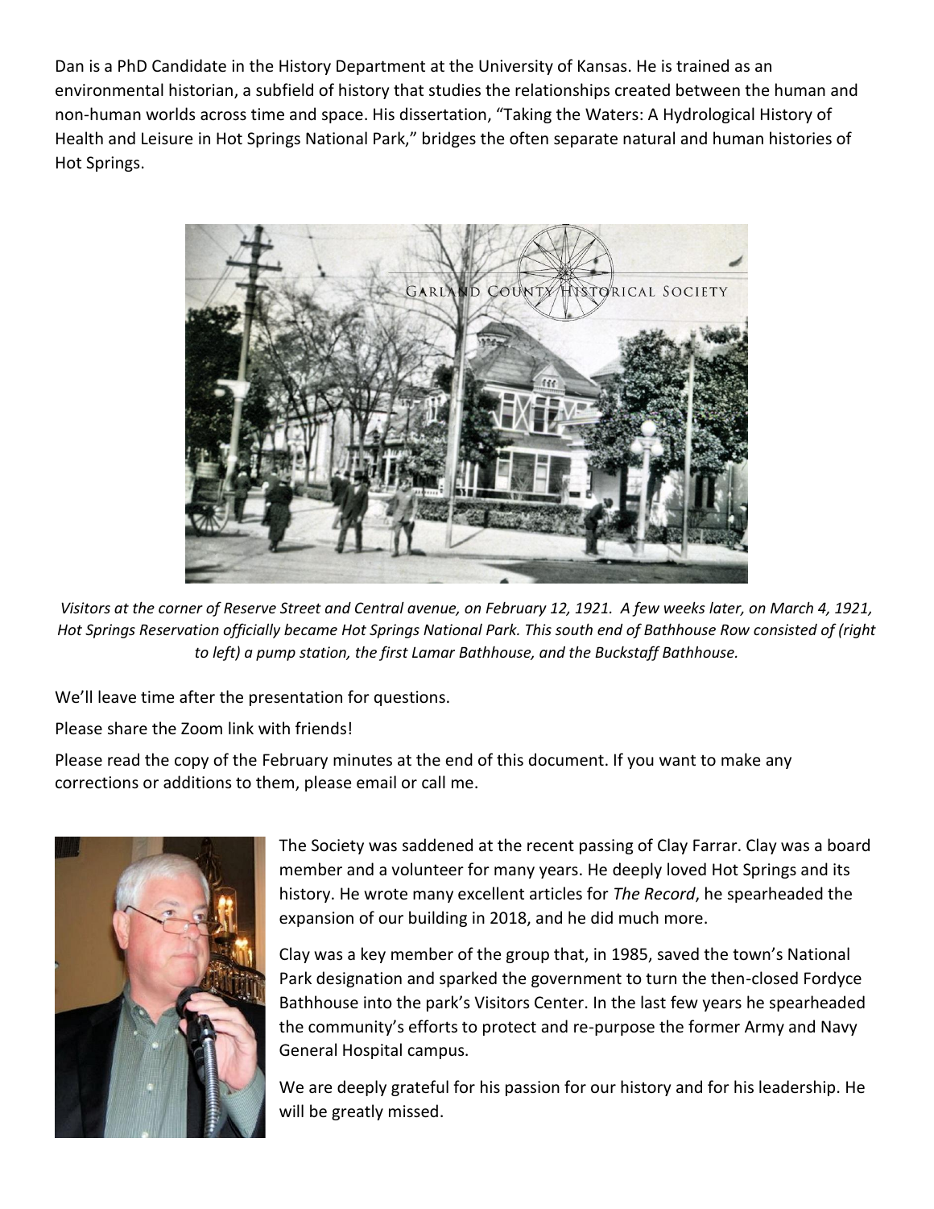Dan is a PhD Candidate in the History Department at the University of Kansas. He is trained as an environmental historian, a subfield of history that studies the relationships created between the human and non-human worlds across time and space. His dissertation, "Taking the Waters: A Hydrological History of Health and Leisure in Hot Springs National Park," bridges the often separate natural and human histories of Hot Springs.

*Visitors at the corner of Reserve Street and Central avenue, on February 12, 1921. A few weeks later, on March 4, 1921, Hot Springs Reservation officially became Hot Springs National Park. This south end of Bathhouse Row consisted of (right to left) a pump station, the first Lamar Bathhouse, and the Buckstaff Bathhouse.*

We'll leave time after the presentation for questions.

Please share the Zoom link with friends!

Please read the copy of the February minutes at the end of this document. If you want to make any corrections or additions to them, please email or call me.

The Society was saddened at the recent passing of Clay Farrar. Clay was a board member and a volunteer for many years. He deeply loved Hot Springs and its history. He wrote many excellent articles for *The Record*, he spearheaded the expansion of our building in 2018, and he did much more.

Clay was a key member of the group that, in 1985, saved the town's National Park designation and sparked the government to turn the then-closed Fordyce Bathhouse into the park's Visitors Center. In the last few years he spearheaded the community's efforts to protect and re-purpose the former Army and Navy General Hospital campus.

We are deeply grateful for his passion for our history and for his leadership. He will be greatly missed.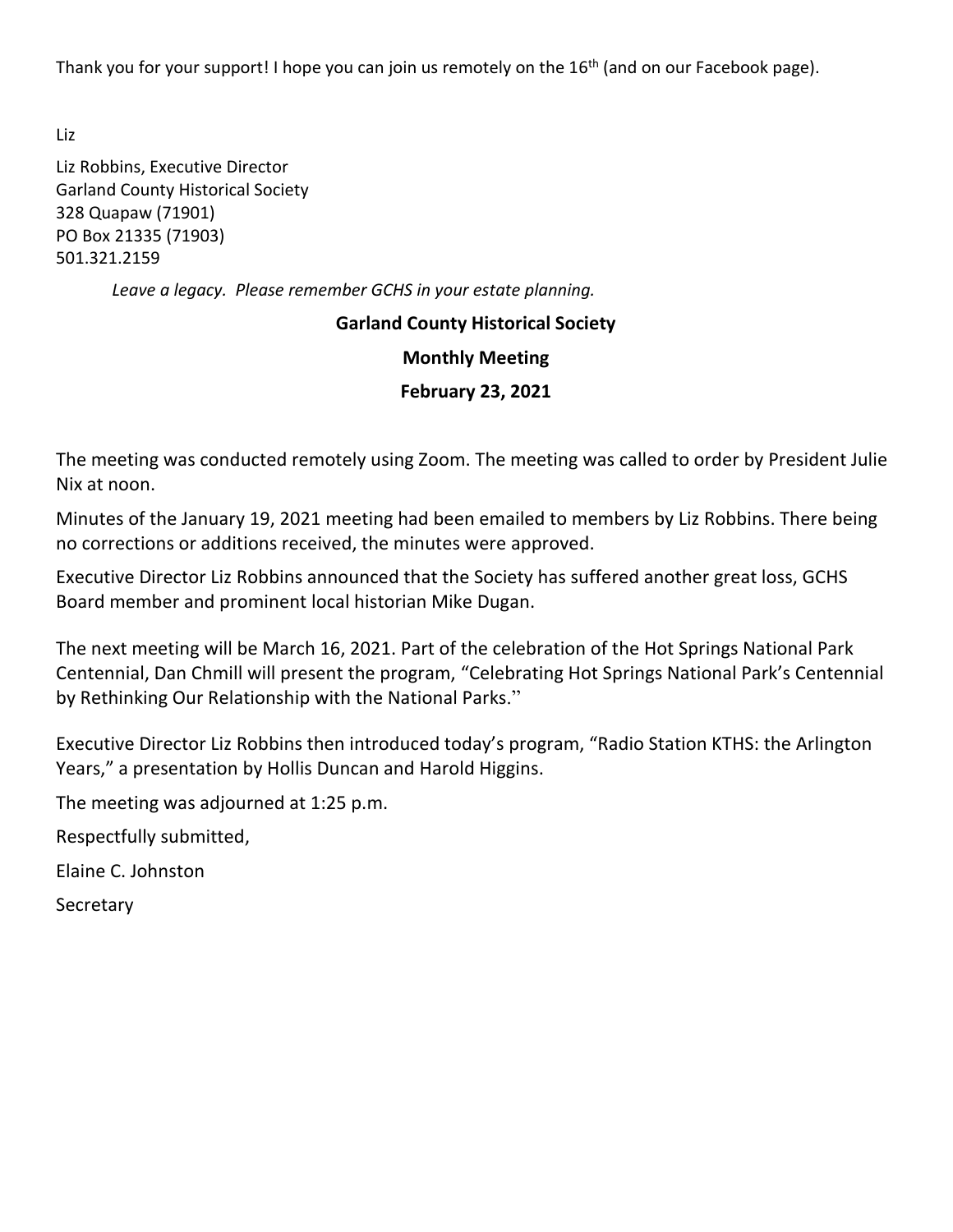Thank you for your support! I hope you can join us remotely on the 16th (and on our Facebook page).

Liz

Liz Robbins, Executive Director
Garland County Historical Society
328 Quapaw (71901)
PO Box 21335 (71903)
501.321.2159

*Leave a legacy. Please remember GCHS in your estate planning.*

**Garland County Historical Society**

**Monthly Meeting**

**February 23, 2021**

The meeting was conducted remotely using Zoom. The meeting was called to order by President Julie Nix at noon.

Minutes of the January 19, 2021 meeting had been emailed to members by Liz Robbins. There being no corrections or additions received, the minutes were approved.

Executive Director Liz Robbins announced that the Society has suffered another great loss, GCHS Board member and prominent local historian Mike Dugan.

The next meeting will be March 16, 2021. Part of the celebration of the Hot Springs National Park Centennial, Dan Chmill will present the program, "Celebrating Hot Springs National Park's Centennial by Rethinking Our Relationship with the National Parks."

Executive Director Liz Robbins then introduced today's program, "Radio Station KTHS: the Arlington Years," a presentation by Hollis Duncan and Harold Higgins.

The meeting was adjourned at 1:25 p.m.

Respectfully submitted,

Elaine C. Johnston

Secretary